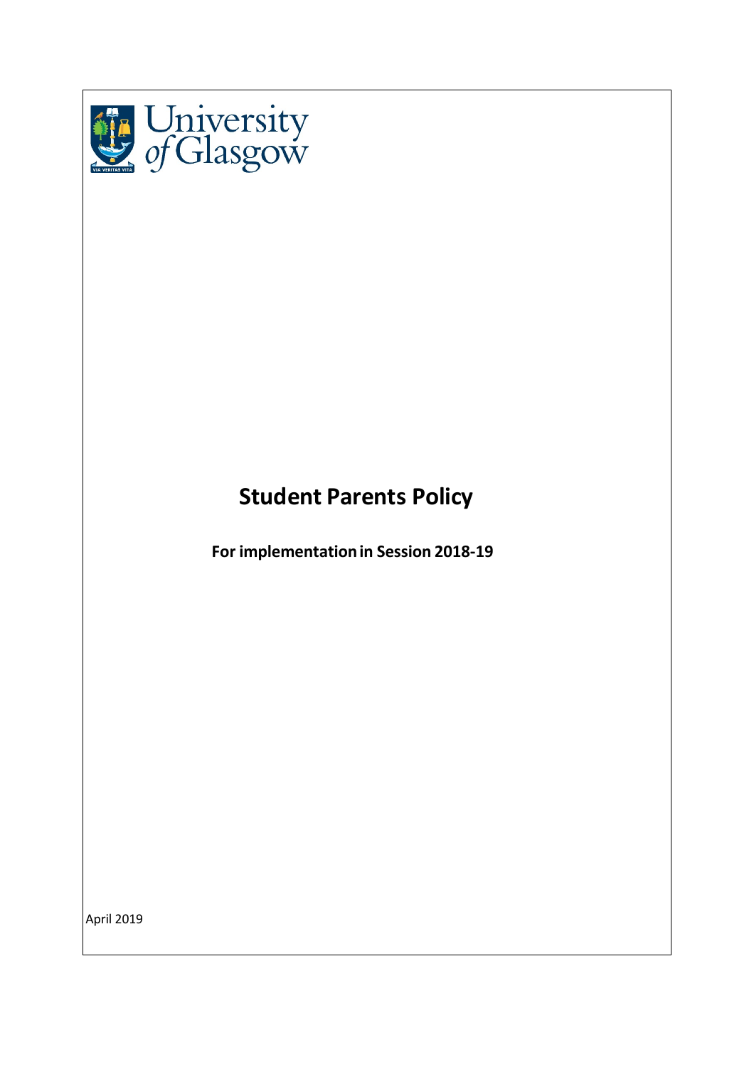University of Glasgow

# Student Parents Policy

**For implementation in Session 2018-19**

April 2019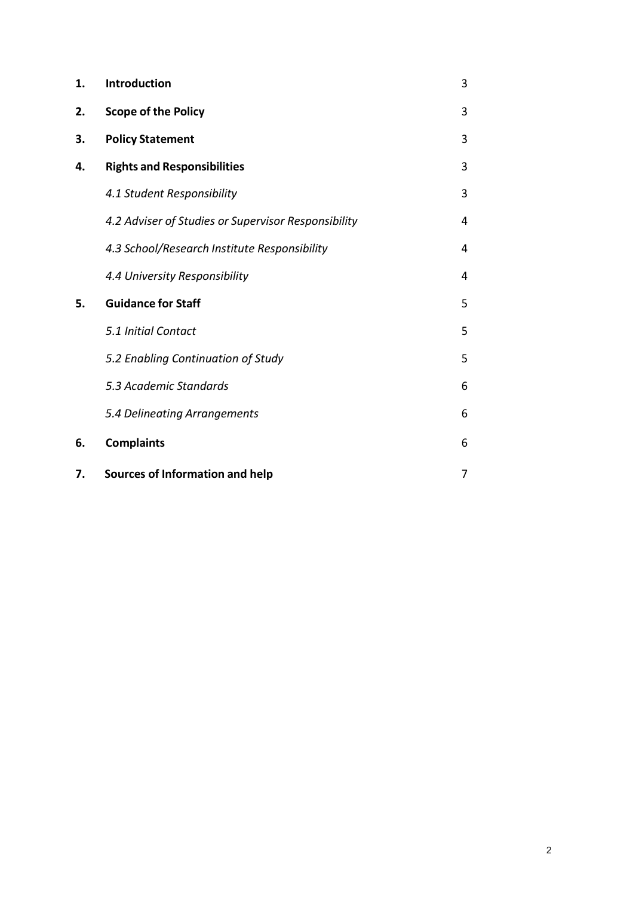| | | |
|---|---|---|
| **1.** | **Introduction** | 3 |
| **2.** | **Scope of the Policy** | 3 |
| **3.** | **Policy Statement** | 3 |
| **4.** | **Rights and Responsibilities** | 3 |
| | *4.1 Student Responsibility* | 3 |
| | *4.2 Adviser of Studies or Supervisor Responsibility* | 4 |
| | *4.3 School/Research Institute Responsibility* | 4 |
| | *4.4 University Responsibility* | 4 |
| **5.** | **Guidance for Staff** | 5 |
| | *5.1 Initial Contact* | 5 |
| | *5.2 Enabling Continuation of Study* | 5 |
| | *5.3 Academic Standards* | 6 |
| | *5.4 Delineating Arrangements* | 6 |
| **6.** | **Complaints** | 6 |
| **7.** | **Sources of Information and help** | 7 |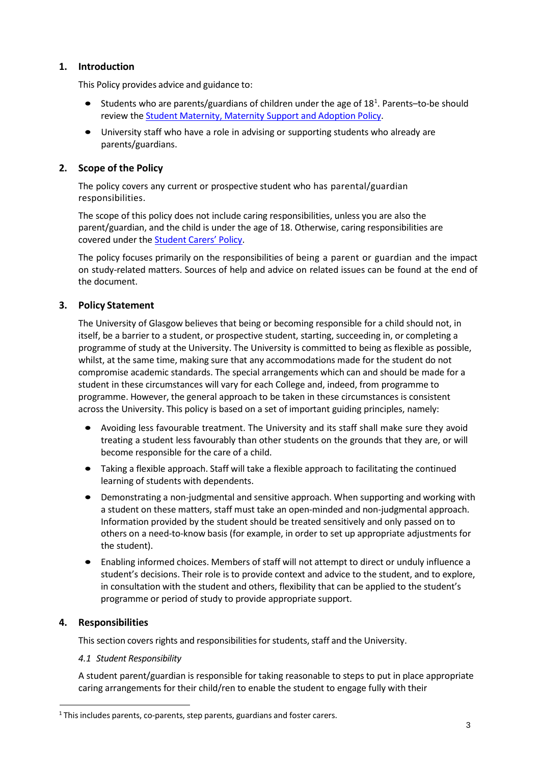## 1. Introduction

This Policy provides advice and guidance to:

- Students who are parents/guardians of children under the age of 18[1]. Parents–to-be should review the [Student Maternity, Maternity Support and Adoption Policy](#).
- University staff who have a role in advising or supporting students who already are parents/guardians.

## 2. Scope of the Policy

The policy covers any current or prospective student who has parental/guardian responsibilities.

The scope of this policy does not include caring responsibilities, unless you are also the parent/guardian, and the child is under the age of 18. Otherwise, caring responsibilities are covered under the [Student Carers' Policy](#).

The policy focuses primarily on the responsibilities of being a parent or guardian and the impact on study-related matters. Sources of help and advice on related issues can be found at the end of the document.

## 3. Policy Statement

The University of Glasgow believes that being or becoming responsible for a child should not, in itself, be a barrier to a student, or prospective student, starting, succeeding in, or completing a programme of study at the University. The University is committed to being as flexible as possible, whilst, at the same time, making sure that any accommodations made for the student do not compromise academic standards. The special arrangements which can and should be made for a student in these circumstances will vary for each College and, indeed, from programme to programme. However, the general approach to be taken in these circumstances is consistent across the University. This policy is based on a set of important guiding principles, namely:

- Avoiding less favourable treatment. The University and its staff shall make sure they avoid treating a student less favourably than other students on the grounds that they are, or will become responsible for the care of a child.
- Taking a flexible approach. Staff will take a flexible approach to facilitating the continued learning of students with dependents.
- Demonstrating a non-judgmental and sensitive approach. When supporting and working with a student on these matters, staff must take an open-minded and non-judgmental approach. Information provided by the student should be treated sensitively and only passed on to others on a need-to-know basis (for example, in order to set up appropriate adjustments for the student).
- Enabling informed choices. Members of staff will not attempt to direct or unduly influence a student's decisions. Their role is to provide context and advice to the student, and to explore, in consultation with the student and others, flexibility that can be applied to the student's programme or period of study to provide appropriate support.

## 4. Responsibilities

This section covers rights and responsibilities for students, staff and the University.

*4.1 Student Responsibility*

A student parent/guardian is responsible for taking reasonable to steps to put in place appropriate caring arrangements for their child/ren to enable the student to engage fully with their

[1] This includes parents, co-parents, step parents, guardians and foster carers.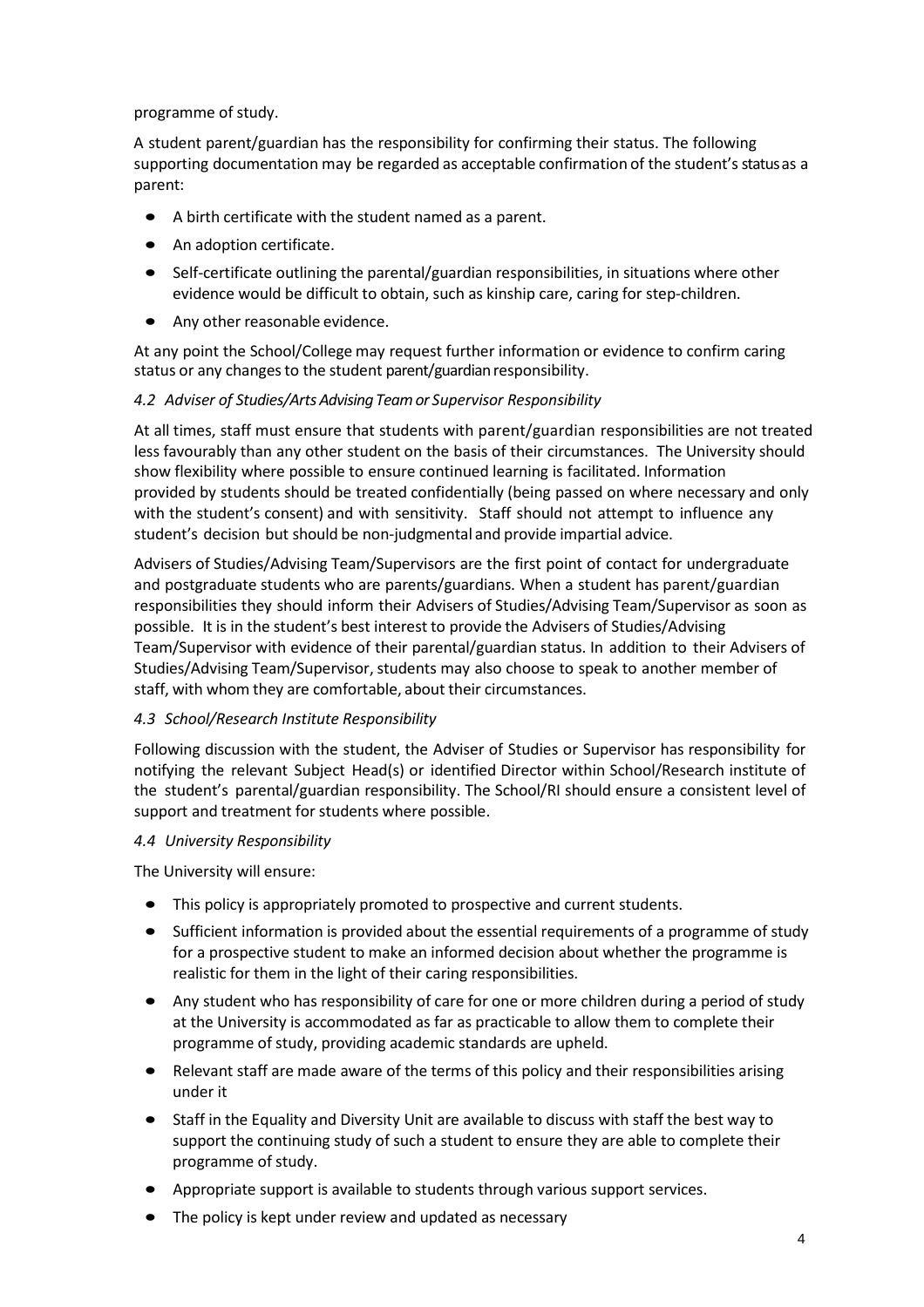programme of study.

A student parent/guardian has the responsibility for confirming their status. The following supporting documentation may be regarded as acceptable confirmation of the student's status as a parent:

- A birth certificate with the student named as a parent.
- An adoption certificate.
- Self-certificate outlining the parental/guardian responsibilities, in situations where other evidence would be difficult to obtain, such as kinship care, caring for step-children.
- Any other reasonable evidence.

At any point the School/College may request further information or evidence to confirm caring status or any changes to the student parent/guardian responsibility.

### *4.2 Adviser of Studies/Arts Advising Team or Supervisor Responsibility*

At all times, staff must ensure that students with parent/guardian responsibilities are not treated less favourably than any other student on the basis of their circumstances. The University should show flexibility where possible to ensure continued learning is facilitated. Information provided by students should be treated confidentially (being passed on where necessary and only with the student's consent) and with sensitivity. Staff should not attempt to influence any student's decision but should be non-judgmental and provide impartial advice.

Advisers of Studies/Advising Team/Supervisors are the first point of contact for undergraduate and postgraduate students who are parents/guardians. When a student has parent/guardian responsibilities they should inform their Advisers of Studies/Advising Team/Supervisor as soon as possible. It is in the student's best interest to provide the Advisers of Studies/Advising Team/Supervisor with evidence of their parental/guardian status. In addition to their Advisers of Studies/Advising Team/Supervisor, students may also choose to speak to another member of staff, with whom they are comfortable, about their circumstances.

### *4.3 School/Research Institute Responsibility*

Following discussion with the student, the Adviser of Studies or Supervisor has responsibility for notifying the relevant Subject Head(s) or identified Director within School/Research institute of the student's parental/guardian responsibility. The School/RI should ensure a consistent level of support and treatment for students where possible.

### *4.4 University Responsibility*

The University will ensure:

- This policy is appropriately promoted to prospective and current students.
- Sufficient information is provided about the essential requirements of a programme of study for a prospective student to make an informed decision about whether the programme is realistic for them in the light of their caring responsibilities.
- Any student who has responsibility of care for one or more children during a period of study at the University is accommodated as far as practicable to allow them to complete their programme of study, providing academic standards are upheld.
- Relevant staff are made aware of the terms of this policy and their responsibilities arising under it
- Staff in the Equality and Diversity Unit are available to discuss with staff the best way to support the continuing study of such a student to ensure they are able to complete their programme of study.
- Appropriate support is available to students through various support services.
- The policy is kept under review and updated as necessary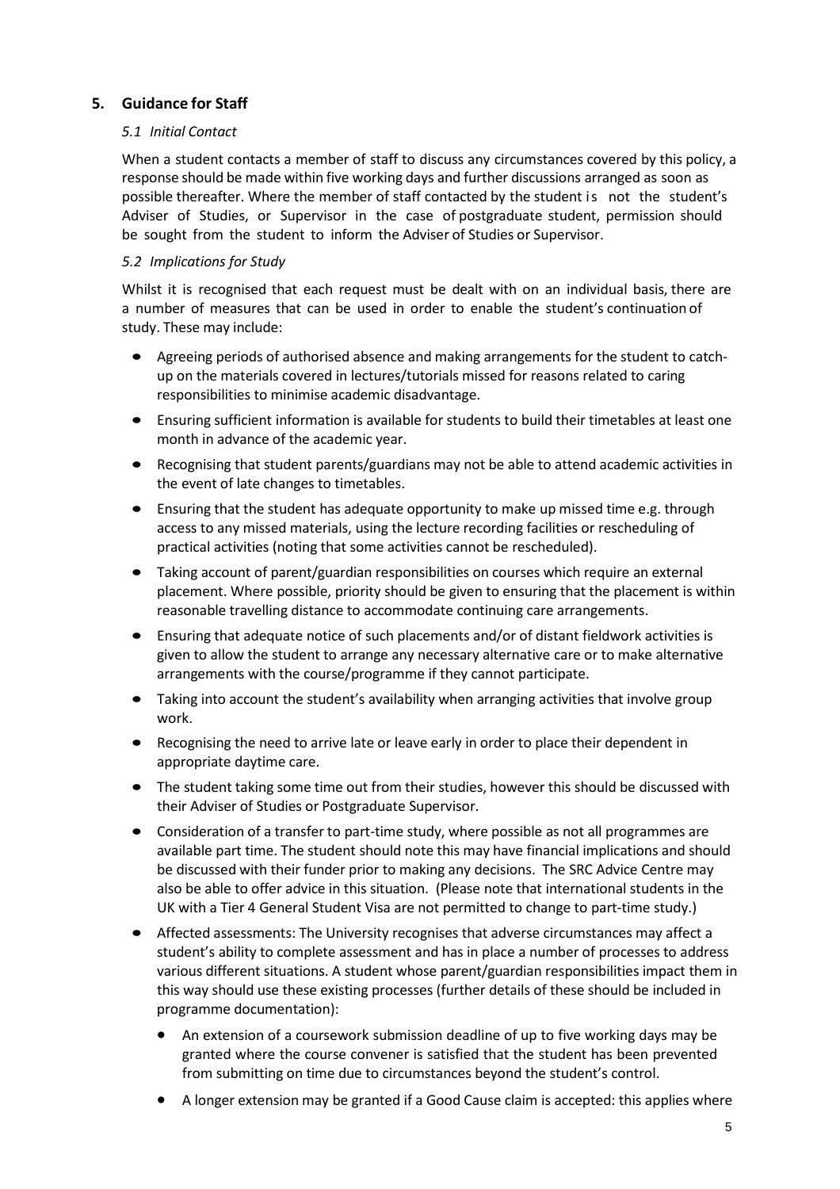## 5. Guidance for Staff

### *5.1 Initial Contact*

When a student contacts a member of staff to discuss any circumstances covered by this policy, a response should be made within five working days and further discussions arranged as soon as possible thereafter. Where the member of staff contacted by the student is not the student's Adviser of Studies, or Supervisor in the case of postgraduate student, permission should be sought from the student to inform the Adviser of Studies or Supervisor.

### *5.2 Implications for Study*

Whilst it is recognised that each request must be dealt with on an individual basis, there are a number of measures that can be used in order to enable the student's continuation of study. These may include:

- Agreeing periods of authorised absence and making arrangements for the student to catch-up on the materials covered in lectures/tutorials missed for reasons related to caring responsibilities to minimise academic disadvantage.
- Ensuring sufficient information is available for students to build their timetables at least one month in advance of the academic year.
- Recognising that student parents/guardians may not be able to attend academic activities in the event of late changes to timetables.
- Ensuring that the student has adequate opportunity to make up missed time e.g. through access to any missed materials, using the lecture recording facilities or rescheduling of practical activities (noting that some activities cannot be rescheduled).
- Taking account of parent/guardian responsibilities on courses which require an external placement. Where possible, priority should be given to ensuring that the placement is within reasonable travelling distance to accommodate continuing care arrangements.
- Ensuring that adequate notice of such placements and/or of distant fieldwork activities is given to allow the student to arrange any necessary alternative care or to make alternative arrangements with the course/programme if they cannot participate.
- Taking into account the student's availability when arranging activities that involve group work.
- Recognising the need to arrive late or leave early in order to place their dependent in appropriate daytime care.
- The student taking some time out from their studies, however this should be discussed with their Adviser of Studies or Postgraduate Supervisor.
- Consideration of a transfer to part-time study, where possible as not all programmes are available part time. The student should note this may have financial implications and should be discussed with their funder prior to making any decisions. The SRC Advice Centre may also be able to offer advice in this situation. (Please note that international students in the UK with a Tier 4 General Student Visa are not permitted to change to part-time study.)
- Affected assessments: The University recognises that adverse circumstances may affect a student's ability to complete assessment and has in place a number of processes to address various different situations. A student whose parent/guardian responsibilities impact them in this way should use these existing processes (further details of these should be included in programme documentation):
  - An extension of a coursework submission deadline of up to five working days may be granted where the course convener is satisfied that the student has been prevented from submitting on time due to circumstances beyond the student's control.
  - A longer extension may be granted if a Good Cause claim is accepted: this applies where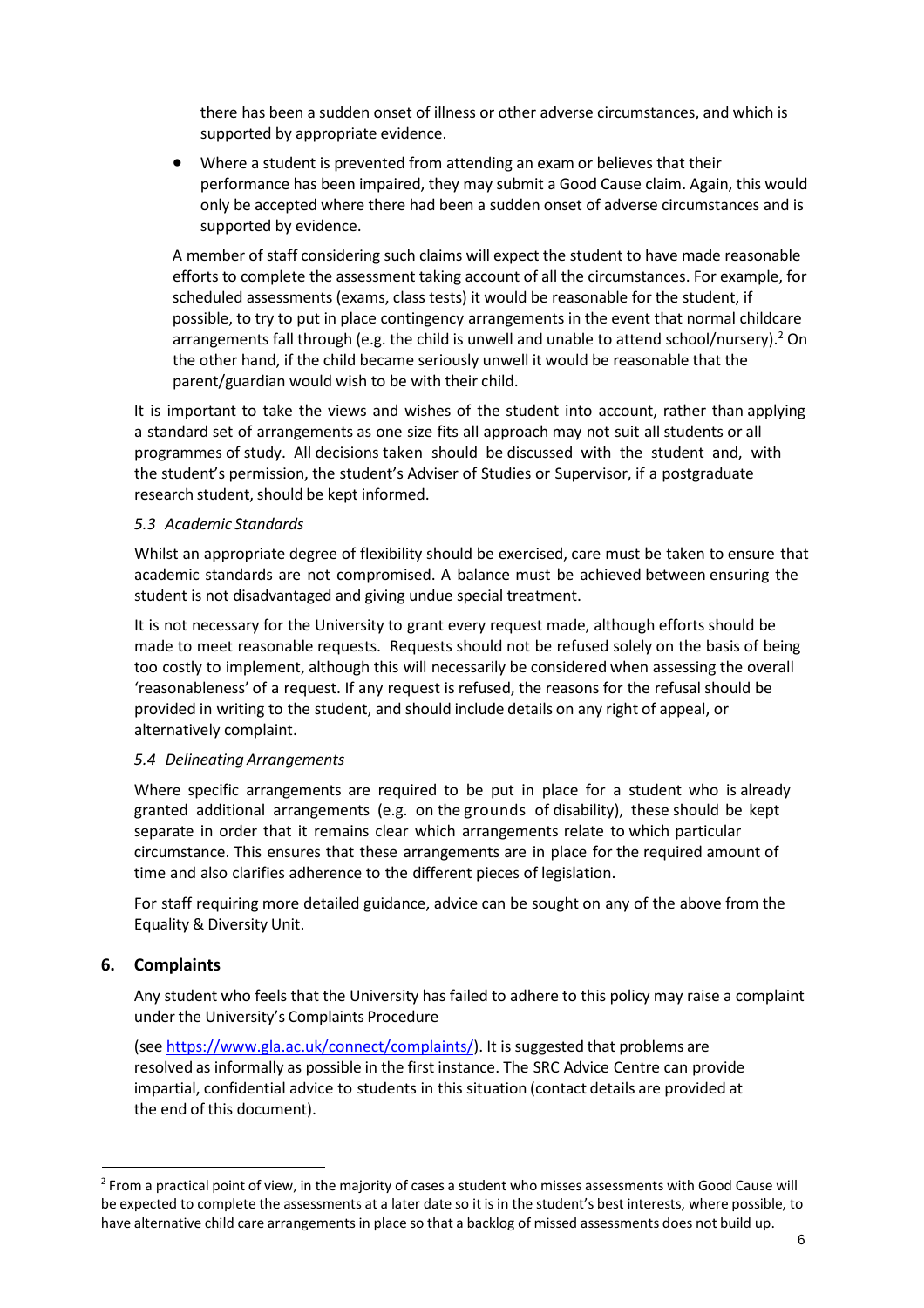there has been a sudden onset of illness or other adverse circumstances, and which is supported by appropriate evidence.

- Where a student is prevented from attending an exam or believes that their performance has been impaired, they may submit a Good Cause claim. Again, this would only be accepted where there had been a sudden onset of adverse circumstances and is supported by evidence.

A member of staff considering such claims will expect the student to have made reasonable efforts to complete the assessment taking account of all the circumstances. For example, for scheduled assessments (exams, class tests) it would be reasonable for the student, if possible, to try to put in place contingency arrangements in the event that normal childcare arrangements fall through (e.g. the child is unwell and unable to attend school/nursery).[2] On the other hand, if the child became seriously unwell it would be reasonable that the parent/guardian would wish to be with their child.

It is important to take the views and wishes of the student into account, rather than applying a standard set of arrangements as one size fits all approach may not suit all students or all programmes of study. All decisions taken should be discussed with the student and, with the student's permission, the student's Adviser of Studies or Supervisor, if a postgraduate research student, should be kept informed.

### *5.3 Academic Standards*

Whilst an appropriate degree of flexibility should be exercised, care must be taken to ensure that academic standards are not compromised. A balance must be achieved between ensuring the student is not disadvantaged and giving undue special treatment.

It is not necessary for the University to grant every request made, although efforts should be made to meet reasonable requests. Requests should not be refused solely on the basis of being too costly to implement, although this will necessarily be considered when assessing the overall 'reasonableness' of a request. If any request is refused, the reasons for the refusal should be provided in writing to the student, and should include details on any right of appeal, or alternatively complaint.

### *5.4 Delineating Arrangements*

Where specific arrangements are required to be put in place for a student who is already granted additional arrangements (e.g. on the grounds of disability), these should be kept separate in order that it remains clear which arrangements relate to which particular circumstance. This ensures that these arrangements are in place for the required amount of time and also clarifies adherence to the different pieces of legislation.

For staff requiring more detailed guidance, advice can be sought on any of the above from the Equality & Diversity Unit.

## 6. Complaints

Any student who feels that the University has failed to adhere to this policy may raise a complaint under the University's Complaints Procedure

(see https://www.gla.ac.uk/connect/complaints/). It is suggested that problems are resolved as informally as possible in the first instance. The SRC Advice Centre can provide impartial, confidential advice to students in this situation (contact details are provided at the end of this document).

---

[2] From a practical point of view, in the majority of cases a student who misses assessments with Good Cause will be expected to complete the assessments at a later date so it is in the student's best interests, where possible, to have alternative child care arrangements in place so that a backlog of missed assessments does not build up.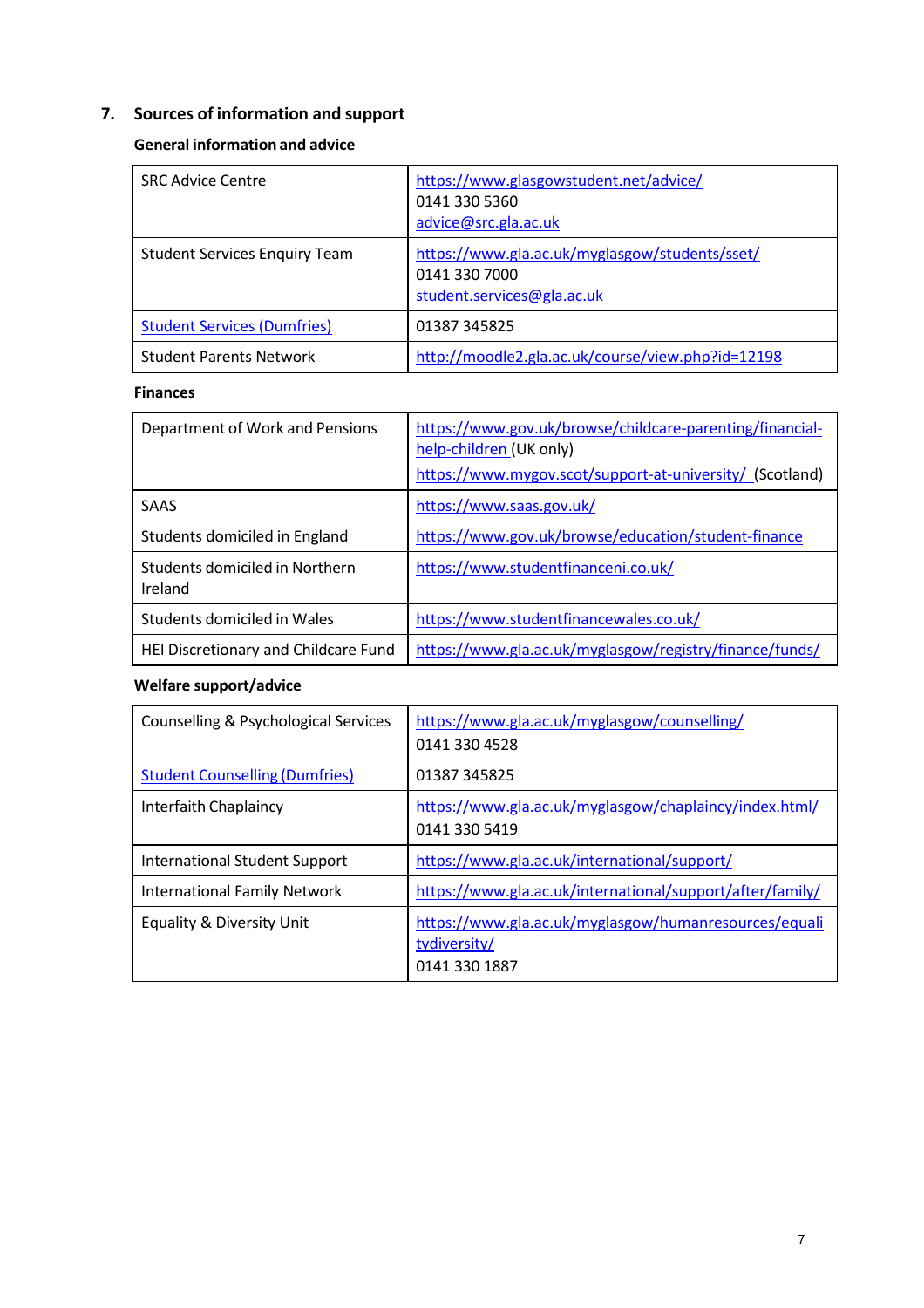## 7. Sources of information and support

### General information and advice

| | |
|---|---|
| SRC Advice Centre | https://www.glasgowstudent.net/advice/<br>0141 330 5360<br>advice@src.gla.ac.uk |
| Student Services Enquiry Team | https://www.gla.ac.uk/myglasgow/students/sset/<br>0141 330 7000<br>student.services@gla.ac.uk |
| Student Services (Dumfries) | 01387 345825 |
| Student Parents Network | http://moodle2.gla.ac.uk/course/view.php?id=12198 |

### Finances

| | |
|---|---|
| Department of Work and Pensions | https://www.gov.uk/browse/childcare-parenting/financial-help-children (UK only)<br>https://www.mygov.scot/support-at-university/ (Scotland) |
| SAAS | https://www.saas.gov.uk/ |
| Students domiciled in England | https://www.gov.uk/browse/education/student-finance |
| Students domiciled in Northern Ireland | https://www.studentfinanceni.co.uk/ |
| Students domiciled in Wales | https://www.studentfinancewales.co.uk/ |
| HEI Discretionary and Childcare Fund | https://www.gla.ac.uk/myglasgow/registry/finance/funds/ |

### Welfare support/advice

| | |
|---|---|
| Counselling & Psychological Services | https://www.gla.ac.uk/myglasgow/counselling/<br>0141 330 4528 |
| Student Counselling (Dumfries) | 01387 345825 |
| Interfaith Chaplaincy | https://www.gla.ac.uk/myglasgow/chaplaincy/index.html/<br>0141 330 5419 |
| International Student Support | https://www.gla.ac.uk/international/support/ |
| International Family Network | https://www.gla.ac.uk/international/support/after/family/ |
| Equality & Diversity Unit | https://www.gla.ac.uk/myglasgow/humanresources/equalitydiversity/<br>0141 330 1887 |